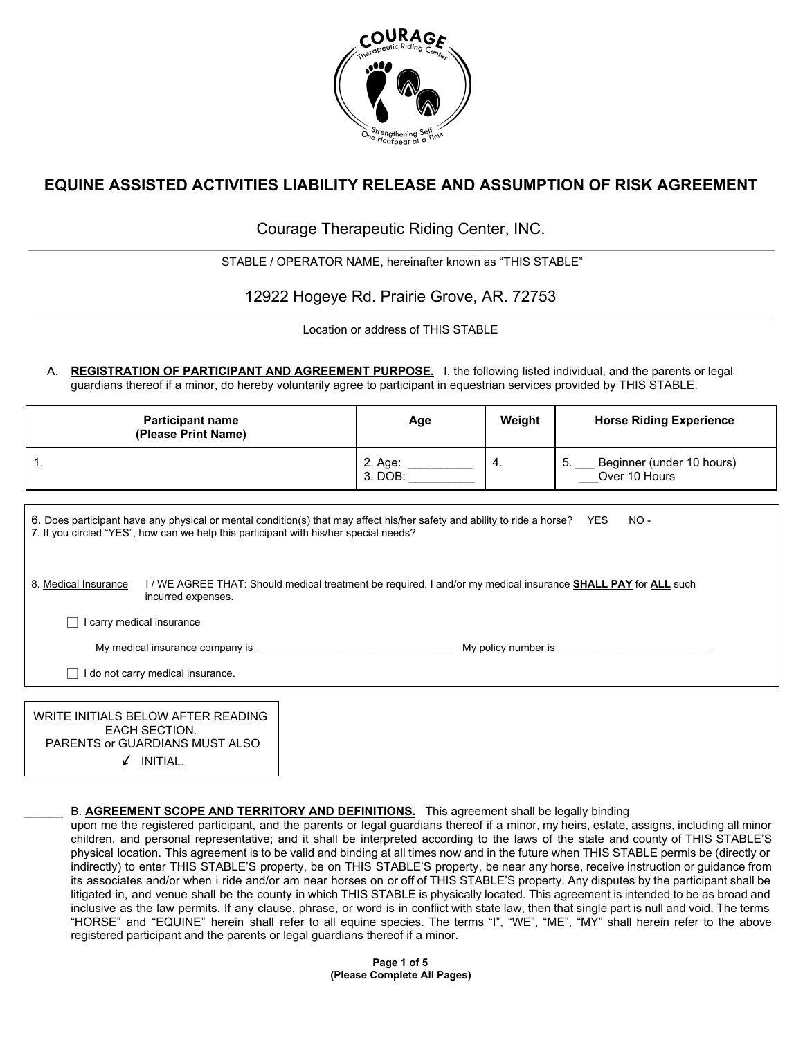# EQUINE ASSISTED ACTIVITIES LIABILITY RELEASE AND ASSUMPTION OF RISK AGREEMENT

Courage Therapeutic Riding Center, INC.

STABLE / OPERATOR NAME, hereinafter known as "THIS STABLE"

12922 Hogeye Rd. Prairie Grove, AR. 72753

Location or address of THIS STABLE

A. **REGISTRATION OF PARTICIPANT AND AGREEMENT PURPOSE.** I, the following listed individual, and the parents or legal guardians thereof if a minor, do hereby voluntarily agree to participant in equestrian services provided by THIS STABLE.

| Participant name (Please Print Name) | Age | Weight | Horse Riding Experience |
|---|---|---|---|
| 1. | 2. Age: __________ 3. DOB: __________ | 4. | 5. ___ Beginner (under 10 hours) ___Over 10 Hours |

6. Does participant have any physical or mental condition(s) that may affect his/her safety and ability to ride a horse? YES NO -

7. If you circled "YES", how can we help this participant with his/her special needs?

8. Medical Insurance I / WE AGREE THAT: Should medical treatment be required, I and/or my medical insurance **SHALL PAY** for **ALL** such incurred expenses.

☐ I carry medical insurance

My medical insurance company is ________________________________ My policy number is ________________________

☐ I do not carry medical insurance.

WRITE INITIALS BELOW AFTER READING EACH SECTION.
PARENTS or GUARDIANS MUST ALSO
✓ INITIAL.

______ B. **AGREEMENT SCOPE AND TERRITORY AND DEFINITIONS.** This agreement shall be legally binding upon me the registered participant, and the parents or legal guardians thereof if a minor, my heirs, estate, assigns, including all minor children, and personal representative; and it shall be interpreted according to the laws of the state and county of THIS STABLE'S physical location. This agreement is to be valid and binding at all times now and in the future when THIS STABLE permis be (directly or indirectly) to enter THIS STABLE'S property, be on THIS STABLE'S property, be near any horse, receive instruction or guidance from its associates and/or when i ride and/or am near horses on or off of THIS STABLE'S property. Any disputes by the participant shall be litigated in, and venue shall be the county in which THIS STABLE is physically located. This agreement is intended to be as broad and inclusive as the law permits. If any clause, phrase, or word is in conflict with state law, then that single part is null and void. The terms "HORSE" and "EQUINE" herein shall refer to all equine species. The terms "I", "WE", "ME", "MY" shall herein refer to the above registered participant and the parents or legal guardians thereof if a minor.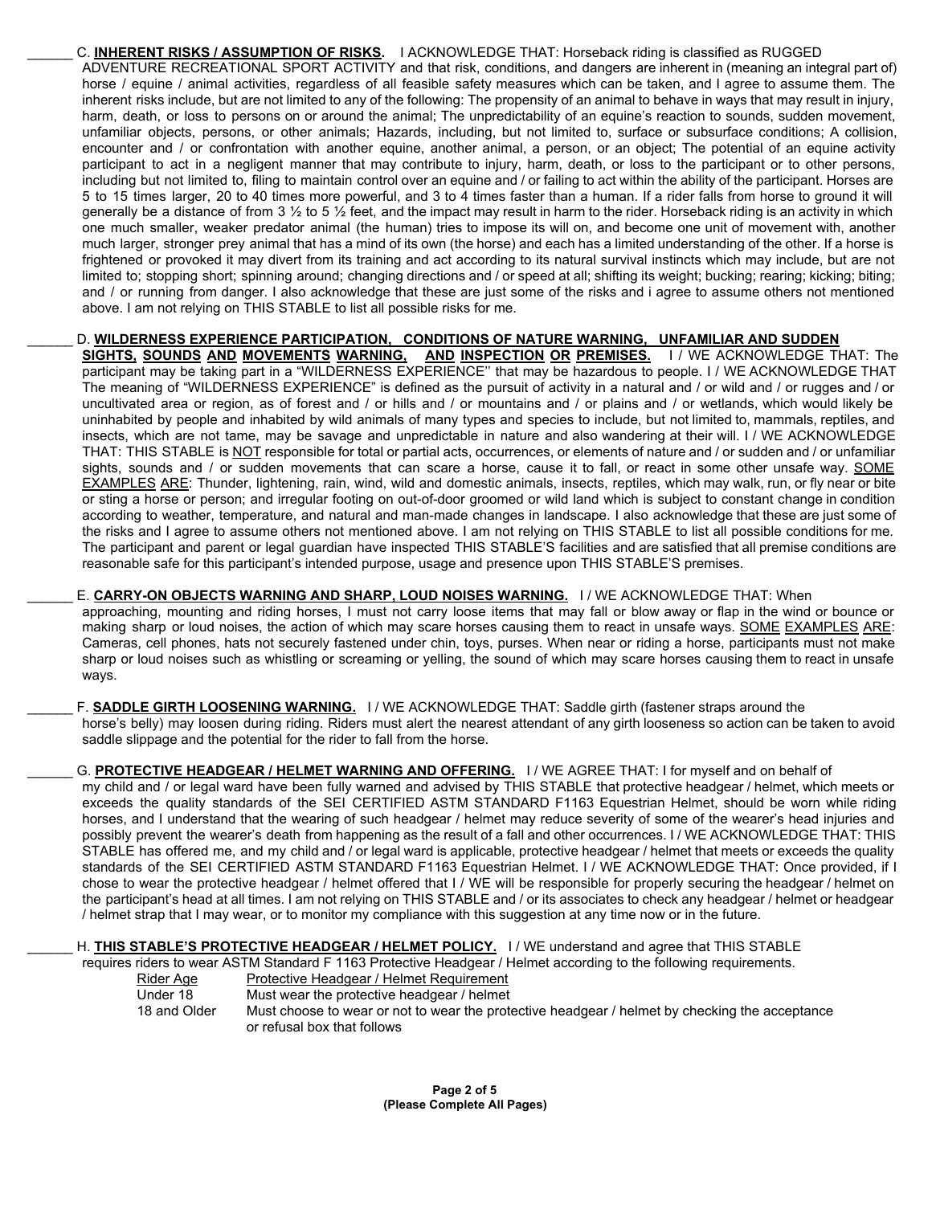______ C. **INHERENT RISKS / ASSUMPTION OF RISKS.** I ACKNOWLEDGE THAT: Horseback riding is classified as RUGGED ADVENTURE RECREATIONAL SPORT ACTIVITY and that risk, conditions, and dangers are inherent in (meaning an integral part of) horse / equine / animal activities, regardless of all feasible safety measures which can be taken, and I agree to assume them. The inherent risks include, but are not limited to any of the following: The propensity of an animal to behave in ways that may result in injury, harm, death, or loss to persons on or around the animal; The unpredictability of an equine's reaction to sounds, sudden movement, unfamiliar objects, persons, or other animals; Hazards, including, but not limited to, surface or subsurface conditions; A collision, encounter and / or confrontation with another equine, another animal, a person, or an object; The potential of an equine activity participant to act in a negligent manner that may contribute to injury, harm, death, or loss to the participant or to other persons, including but not limited to, filing to maintain control over an equine and / or failing to act within the ability of the participant. Horses are 5 to 15 times larger, 20 to 40 times more powerful, and 3 to 4 times faster than a human. If a rider falls from horse to ground it will generally be a distance of from 3 ½ to 5 ½ feet, and the impact may result in harm to the rider. Horseback riding is an activity in which one much smaller, weaker predator animal (the human) tries to impose its will on, and become one unit of movement with, another much larger, stronger prey animal that has a mind of its own (the horse) and each has a limited understanding of the other. If a horse is frightened or provoked it may divert from its training and act according to its natural survival instincts which may include, but are not limited to; stopping short; spinning around; changing directions and / or speed at all; shifting its weight; bucking; rearing; kicking; biting; and / or running from danger. I also acknowledge that these are just some of the risks and i agree to assume others not mentioned above. I am not relying on THIS STABLE to list all possible risks for me.

______ D. **WILDERNESS EXPERIENCE PARTICIPATION, CONDITIONS OF NATURE WARNING, UNFAMILIAR AND SUDDEN SIGHTS, SOUNDS AND MOVEMENTS WARNING, AND INSPECTION OR PREMISES.** I / WE ACKNOWLEDGE THAT: The participant may be taking part in a "WILDERNESS EXPERIENCE'' that may be hazardous to people. I / WE ACKNOWLEDGE THAT The meaning of "WILDERNESS EXPERIENCE" is defined as the pursuit of activity in a natural and / or wild and / or rugges and / or uncultivated area or region, as of forest and / or hills and / or mountains and / or plains and / or wetlands, which would likely be uninhabited by people and inhabited by wild animals of many types and species to include, but not limited to, mammals, reptiles, and insects, which are not tame, may be savage and unpredictable in nature and also wandering at their will. I / WE ACKNOWLEDGE THAT: THIS STABLE is <u>NOT</u> responsible for total or partial acts, occurrences, or elements of nature and / or sudden and / or unfamiliar sights, sounds and / or sudden movements that can scare a horse, cause it to fall, or react in some other unsafe way. <u>SOME EXAMPLES ARE</u>: Thunder, lightening, rain, wind, wild and domestic animals, insects, reptiles, which may walk, run, or fly near or bite or sting a horse or person; and irregular footing on out-of-door groomed or wild land which is subject to constant change in condition according to weather, temperature, and natural and man-made changes in landscape. I also acknowledge that these are just some of the risks and I agree to assume others not mentioned above. I am not relying on THIS STABLE to list all possible conditions for me. The participant and parent or legal guardian have inspected THIS STABLE'S facilities and are satisfied that all premise conditions are reasonable safe for this participant's intended purpose, usage and presence upon THIS STABLE'S premises.

______ E. **CARRY-ON OBJECTS WARNING AND SHARP, LOUD NOISES WARNING.** I / WE ACKNOWLEDGE THAT: When approaching, mounting and riding horses, I must not carry loose items that may fall or blow away or flap in the wind or bounce or making sharp or loud noises, the action of which may scare horses causing them to react in unsafe ways. <u>SOME EXAMPLES ARE</u>: Cameras, cell phones, hats not securely fastened under chin, toys, purses. When near or riding a horse, participants must not make sharp or loud noises such as whistling or screaming or yelling, the sound of which may scare horses causing them to react in unsafe ways.

______ F. **SADDLE GIRTH LOOSENING WARNING.** I / WE ACKNOWLEDGE THAT: Saddle girth (fastener straps around the horse's belly) may loosen during riding. Riders must alert the nearest attendant of any girth looseness so action can be taken to avoid saddle slippage and the potential for the rider to fall from the horse.

______ G. **PROTECTIVE HEADGEAR / HELMET WARNING AND OFFERING.** I / WE AGREE THAT: I for myself and on behalf of my child and / or legal ward have been fully warned and advised by THIS STABLE that protective headgear / helmet, which meets or exceeds the quality standards of the SEI CERTIFIED ASTM STANDARD F1163 Equestrian Helmet, should be worn while riding horses, and I understand that the wearing of such headgear / helmet may reduce severity of some of the wearer's head injuries and possibly prevent the wearer's death from happening as the result of a fall and other occurrences. I / WE ACKNOWLEDGE THAT: THIS STABLE has offered me, and my child and / or legal ward is applicable, protective headgear / helmet that meets or exceeds the quality standards of the SEI CERTIFIED ASTM STANDARD F1163 Equestrian Helmet. I / WE ACKNOWLEDGE THAT: Once provided, if I chose to wear the protective headgear / helmet offered that I / WE will be responsible for properly securing the headgear / helmet on the participant's head at all times. I am not relying on THIS STABLE and / or its associates to check any headgear / helmet or headgear / helmet strap that I may wear, or to monitor my compliance with this suggestion at any time now or in the future.

______ H. **THIS STABLE'S PROTECTIVE HEADGEAR / HELMET POLICY.** I / WE understand and agree that THIS STABLE requires riders to wear ASTM Standard F 1163 Protective Headgear / Helmet according to the following requirements.

| Rider Age | Protective Headgear / Helmet Requirement |
|---|---|
| Under 18 | Must wear the protective headgear / helmet |
| 18 and Older | Must choose to wear or not to wear the protective headgear / helmet by checking the acceptance or refusal box that follows |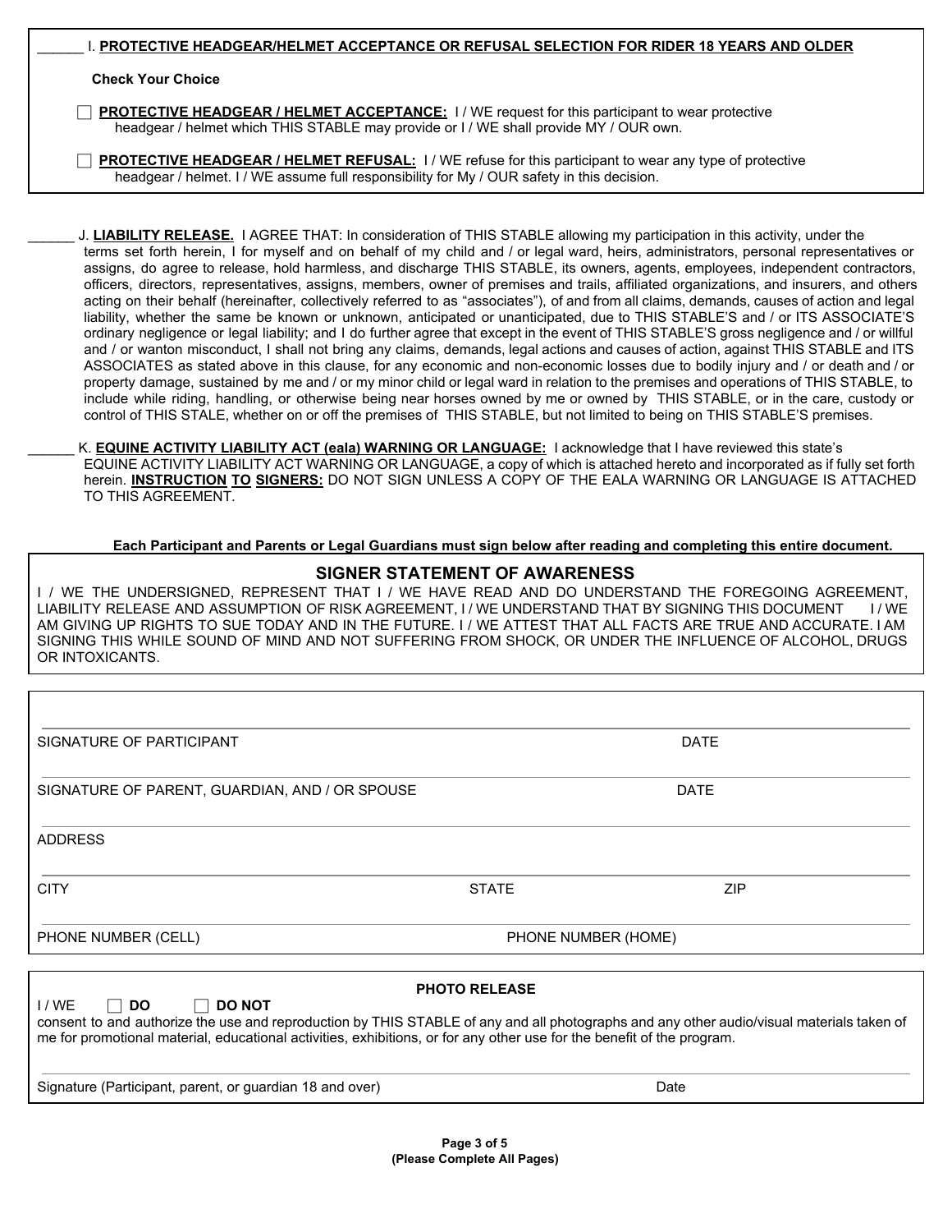______ I. **PROTECTIVE HEADGEAR/HELMET ACCEPTANCE OR REFUSAL SELECTION FOR RIDER 18 YEARS AND OLDER**

**Check Your Choice**

☐ **PROTECTIVE HEADGEAR / HELMET ACCEPTANCE:** I / WE request for this participant to wear protective headgear / helmet which THIS STABLE may provide or I / WE shall provide MY / OUR own.

☐ **PROTECTIVE HEADGEAR / HELMET REFUSAL:** I / WE refuse for this participant to wear any type of protective headgear / helmet. I / WE assume full responsibility for My / OUR safety in this decision.

______ J. **LIABILITY RELEASE.** I AGREE THAT: In consideration of THIS STABLE allowing my participation in this activity, under the terms set forth herein, I for myself and on behalf of my child and / or legal ward, heirs, administrators, personal representatives or assigns, do agree to release, hold harmless, and discharge THIS STABLE, its owners, agents, employees, independent contractors, officers, directors, representatives, assigns, members, owner of premises and trails, affiliated organizations, and insurers, and others acting on their behalf (hereinafter, collectively referred to as "associates"), of and from all claims, demands, causes of action and legal liability, whether the same be known or unknown, anticipated or unanticipated, due to THIS STABLE'S and / or ITS ASSOCIATE'S ordinary negligence or legal liability; and I do further agree that except in the event of THIS STABLE'S gross negligence and / or willful and / or wanton misconduct, I shall not bring any claims, demands, legal actions and causes of action, against THIS STABLE and ITS ASSOCIATES as stated above in this clause, for any economic and non-economic losses due to bodily injury and / or death and / or property damage, sustained by me and / or my minor child or legal ward in relation to the premises and operations of THIS STABLE, to include while riding, handling, or otherwise being near horses owned by me or owned by THIS STABLE, or in the care, custody or control of THIS STALE, whether on or off the premises of THIS STABLE, but not limited to being on THIS STABLE'S premises.

______ K. **EQUINE ACTIVITY LIABILITY ACT (eala) WARNING OR LANGUAGE:** I acknowledge that I have reviewed this state's EQUINE ACTIVITY LIABILITY ACT WARNING OR LANGUAGE, a copy of which is attached hereto and incorporated as if fully set forth herein. **INSTRUCTION TO SIGNERS:** DO NOT SIGN UNLESS A COPY OF THE EALA WARNING OR LANGUAGE IS ATTACHED TO THIS AGREEMENT.

**Each Participant and Parents or Legal Guardians must sign below after reading and completing this entire document.**

## SIGNER STATEMENT OF AWARENESS

I / WE THE UNDERSIGNED, REPRESENT THAT I / WE HAVE READ AND DO UNDERSTAND THE FOREGOING AGREEMENT, LIABILITY RELEASE AND ASSUMPTION OF RISK AGREEMENT, I / WE UNDERSTAND THAT BY SIGNING THIS DOCUMENT I / WE AM GIVING UP RIGHTS TO SUE TODAY AND IN THE FUTURE. I / WE ATTEST THAT ALL FACTS ARE TRUE AND ACCURATE. I AM SIGNING THIS WHILE SOUND OF MIND AND NOT SUFFERING FROM SHOCK, OR UNDER THE INFLUENCE OF ALCOHOL, DRUGS OR INTOXICANTS.

SIGNATURE OF PARTICIPANT ______________________ DATE __________

SIGNATURE OF PARENT, GUARDIAN, AND / OR SPOUSE ______________________ DATE __________

ADDRESS ______________________

CITY ______________ STATE ______________ ZIP __________

PHONE NUMBER (CELL) ______________ PHONE NUMBER (HOME) ______________

**PHOTO RELEASE**

I / WE ☐ **DO** ☐ **DO NOT**

consent to and authorize the use and reproduction by THIS STABLE of any and all photographs and any other audio/visual materials taken of me for promotional material, educational activities, exhibitions, or for any other use for the benefit of the program.

Signature (Participant, parent, or guardian 18 and over) ______________________ Date __________

**(Please Complete All Pages)**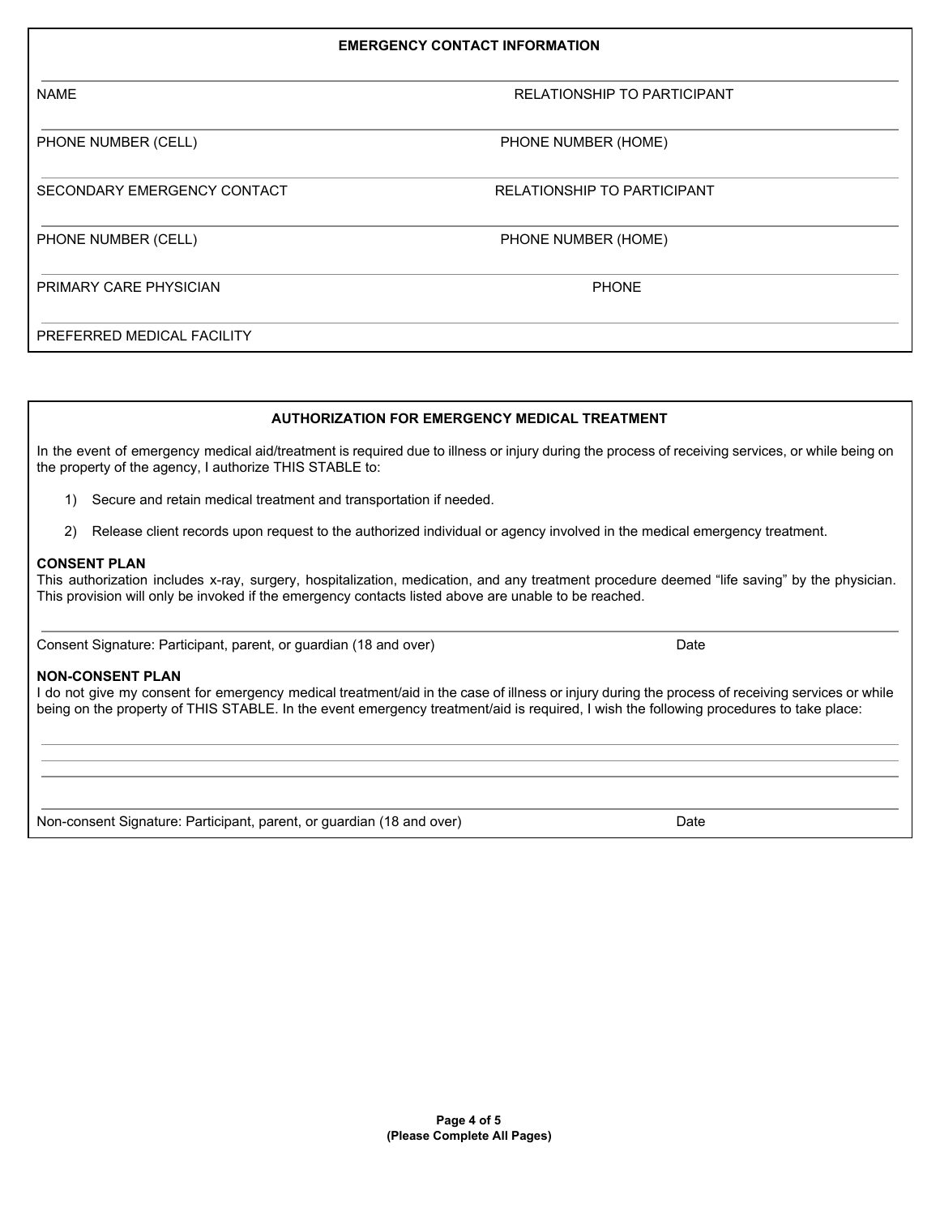## EMERGENCY CONTACT INFORMATION

| | |
|---|---|
| NAME | RELATIONSHIP TO PARTICIPANT |
| PHONE NUMBER (CELL) | PHONE NUMBER (HOME) |
| SECONDARY EMERGENCY CONTACT | RELATIONSHIP TO PARTICIPANT |
| PHONE NUMBER (CELL) | PHONE NUMBER (HOME) |
| PRIMARY CARE PHYSICIAN | PHONE |
| PREFERRED MEDICAL FACILITY | |

## AUTHORIZATION FOR EMERGENCY MEDICAL TREATMENT

In the event of emergency medical aid/treatment is required due to illness or injury during the process of receiving services, or while being on the property of the agency, I authorize THIS STABLE to:

1) Secure and retain medical treatment and transportation if needed.

2) Release client records upon request to the authorized individual or agency involved in the medical emergency treatment.

**CONSENT PLAN**

This authorization includes x-ray, surgery, hospitalization, medication, and any treatment procedure deemed "life saving" by the physician. This provision will only be invoked if the emergency contacts listed above are unable to be reached.

______________________________________________________________________

Consent Signature: Participant, parent, or guardian (18 and over) Date

**NON-CONSENT PLAN**

I do not give my consent for emergency medical treatment/aid in the case of illness or injury during the process of receiving services or while being on the property of THIS STABLE. In the event emergency treatment/aid is required, I wish the following procedures to take place:

______________________________________________________________________

______________________________________________________________________

______________________________________________________________________

______________________________________________________________________

Non-consent Signature: Participant, parent, or guardian (18 and over) Date

(Please Complete All Pages)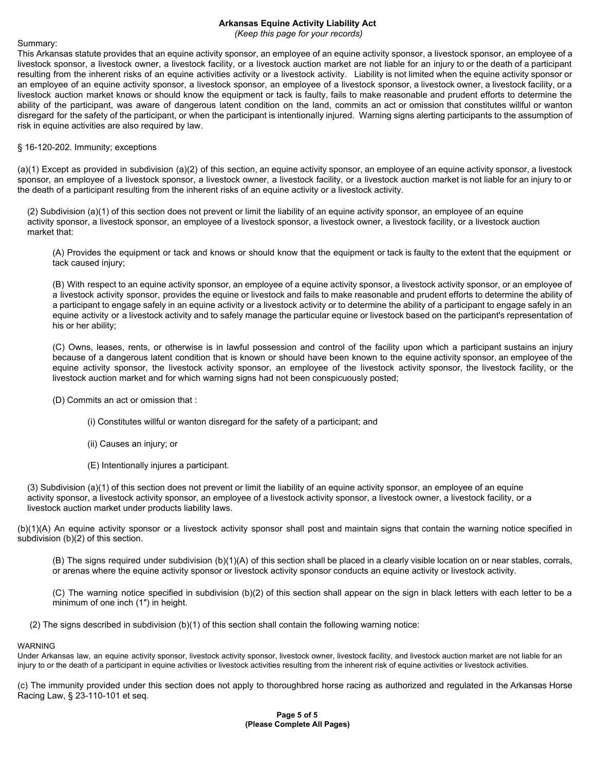# Arkansas Equine Activity Liability Act

*(Keep this page for your records)*

Summary:
This Arkansas statute provides that an equine activity sponsor, an employee of an equine activity sponsor, a livestock sponsor, an employee of a livestock sponsor, a livestock owner, a livestock facility, or a livestock auction market are not liable for an injury to or the death of a participant resulting from the inherent risks of an equine activities activity or a livestock activity. Liability is not limited when the equine activity sponsor or an employee of an equine activity sponsor, a livestock sponsor, an employee of a livestock sponsor, a livestock owner, a livestock facility, or a livestock auction market knows or should know the equipment or tack is faulty, fails to make reasonable and prudent efforts to determine the ability of the participant, was aware of dangerous latent condition on the land, commits an act or omission that constitutes willful or wanton disregard for the safety of the participant, or when the participant is intentionally injured. Warning signs alerting participants to the assumption of risk in equine activities are also required by law.

§ 16-120-202. Immunity; exceptions

(a)(1) Except as provided in subdivision (a)(2) of this section, an equine activity sponsor, an employee of an equine activity sponsor, a livestock sponsor, an employee of a livestock sponsor, a livestock owner, a livestock facility, or a livestock auction market is not liable for an injury to or the death of a participant resulting from the inherent risks of an equine activity or a livestock activity.

(2) Subdivision (a)(1) of this section does not prevent or limit the liability of an equine activity sponsor, an employee of an equine activity sponsor, a livestock sponsor, an employee of a livestock sponsor, a livestock owner, a livestock facility, or a livestock auction market that:

(A) Provides the equipment or tack and knows or should know that the equipment or tack is faulty to the extent that the equipment or tack caused injury;

(B) With respect to an equine activity sponsor, an employee of a equine activity sponsor, a livestock activity sponsor, or an employee of a livestock activity sponsor, provides the equine or livestock and fails to make reasonable and prudent efforts to determine the ability of a participant to engage safely in an equine activity or a livestock activity or to determine the ability of a participant to engage safely in an equine activity or a livestock activity and to safely manage the particular equine or livestock based on the participant's representation of his or her ability;

(C) Owns, leases, rents, or otherwise is in lawful possession and control of the facility upon which a participant sustains an injury because of a dangerous latent condition that is known or should have been known to the equine activity sponsor, an employee of the equine activity sponsor, the livestock activity sponsor, an employee of the livestock activity sponsor, the livestock facility, or the livestock auction market and for which warning signs had not been conspicuously posted;

(D) Commits an act or omission that :

(i) Constitutes willful or wanton disregard for the safety of a participant; and

(ii) Causes an injury; or

(E) Intentionally injures a participant.

(3) Subdivision (a)(1) of this section does not prevent or limit the liability of an equine activity sponsor, an employee of an equine activity sponsor, a livestock activity sponsor, an employee of a livestock activity sponsor, a livestock owner, a livestock facility, or a livestock auction market under products liability laws.

(b)(1)(A) An equine activity sponsor or a livestock activity sponsor shall post and maintain signs that contain the warning notice specified in subdivision (b)(2) of this section.

(B) The signs required under subdivision (b)(1)(A) of this section shall be placed in a clearly visible location on or near stables, corrals, or arenas where the equine activity sponsor or livestock activity sponsor conducts an equine activity or livestock activity.

(C) The warning notice specified in subdivision (b)(2) of this section shall appear on the sign in black letters with each letter to be a minimum of one inch (1″) in height.

(2) The signs described in subdivision (b)(1) of this section shall contain the following warning notice:

WARNING
Under Arkansas law, an equine activity sponsor, livestock activity sponsor, livestock owner, livestock facility, and livestock auction market are not liable for an injury to or the death of a participant in equine activities or livestock activities resulting from the inherent risk of equine activities or livestock activities.

(c) The immunity provided under this section does not apply to thoroughbred horse racing as authorized and regulated in the Arkansas Horse Racing Law, § 23-110-101 et seq.

**(Please Complete All Pages)**